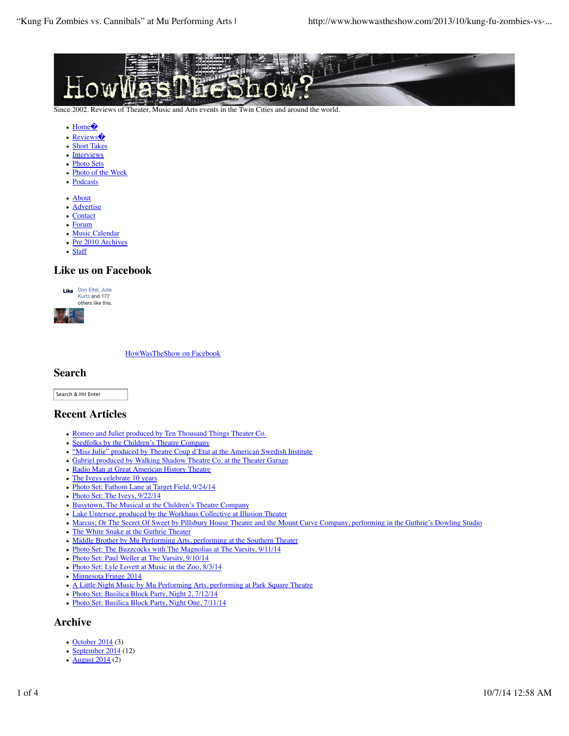# HowWasTheShow?

Since 2002. Reviews of Theater, Music and Arts events in the Twin Cities and around the world.

- Home�
- Reviews�
- Short Takes
- Interviews
- Photo Sets
- Photo of the Week
- Podcasts

- About
- Advertise
- Contact
- Forum
- Music Calendar
- Pre 2010 Archives
- Staff

## Like us on Facebook

Like Don Eitel, Julie Kurtz and 177 others like this.

HowWasTheShow on Facebook

## Search

Search & Hit Enter

## Recent Articles

- Romeo and Juliet produced by Ten Thousand Things Theater Co.
- Seedfolks by the Children's Theatre Company
- "Miss Julie" produced by Theatre Coup d'Etat at the American Swedish Institute
- Gabriel produced by Walking Shadow Theatre Co. at the Theater Garage
- Radio Man at Great American History Theatre
- The Iveys celebrate 10 years
- Photo Set: Fathom Lane at Target Field, 9/24/14
- Photo Set: The Iveys, 9/22/14
- Busytown, The Musical at the Children's Theatre Company
- Lake Untersee, produced by the Workhaus Collective at Illusion Theater
- Marcus; Or The Secret Of Sweet by Pillsbury House Theatre and the Mount Curve Company, performing in the Guthrie's Dowling Studio
- The White Snake at the Guthrie Theater
- Middle Brother by Mu Performing Arts, performing at the Southern Theater
- Photo Set: The Buzzcocks with The Magnolias at The Varsity, 9/11/14
- Photo Set: Paul Weller at The Varsity, 9/10/14
- Photo Set: Lyle Lovett at Music in the Zoo, 8/3/14
- Minnesota Fringe 2014
- A Little Night Music by Mu Performing Arts, performing at Park Square Theatre
- Photo Set: Basilica Block Party, Night 2, 7/12/14
- Photo Set: Basilica Block Party, Night One, 7/11/14

## Archive

- October 2014 (3)
- September 2014 (12)
- August 2014 (2)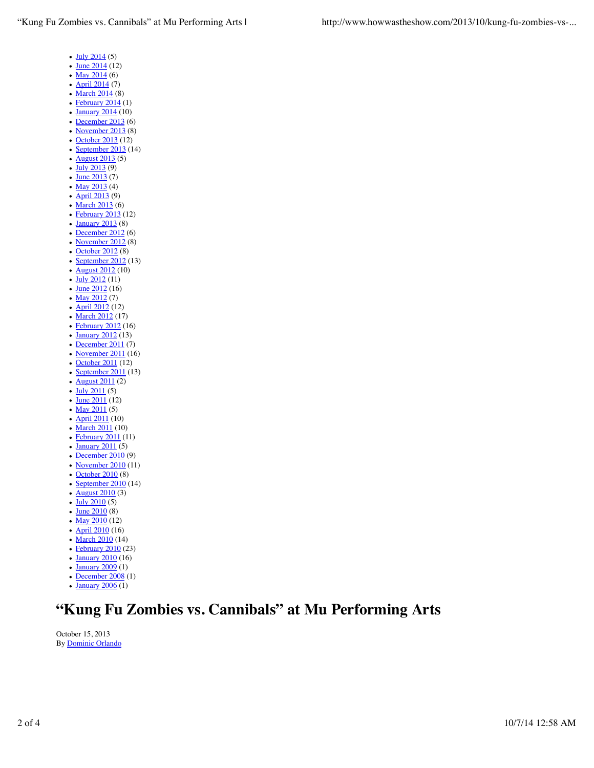- July 2014 (5)
- June 2014 (12)
- May 2014 (6)
- April 2014 (7)
- March 2014 (8)
- February 2014 (1)
- January 2014 (10)
- December 2013 (6)
- November 2013 (8)
- October 2013 (12)
- September 2013 (14)
- August 2013 (5)
- July 2013 (9)
- June 2013 (7)
- May 2013 (4)
- April 2013 (9)
- March 2013 (6)
- February 2013 (12)
- January 2013 (8)
- December 2012 (6)
- November 2012 (8)
- October 2012 (8)
- September 2012 (13)
- August 2012 (10)
- July 2012 (11)
- June 2012 (16)
- May 2012 (7)
- April 2012 (12)
- March 2012 (17)
- February 2012 (16)
- January 2012 (13)
- December 2011 (7)
- November 2011 (16)
- October 2011 (12)
- September 2011 (13)
- August 2011 (2)
- July 2011 (5)
- June 2011 (12)
- May 2011 (5)
- April 2011 (10)
- March 2011 (10)
- February 2011 (11)
- January 2011 (5)
- December 2010 (9)
- November 2010 (11)
- October 2010 (8)
- September 2010 (14)
- August 2010 (3)
- July 2010 (5)
- June 2010 (8)
- May 2010 (12)
- April 2010 (16)
- March 2010 (14)
- February 2010 (23)
- January 2010 (16)
- January 2009 (1)
- December 2008 (1)
- January 2006 (1)

# "Kung Fu Zombies vs. Cannibals" at Mu Performing Arts

October 15, 2013
By Dominic Orlando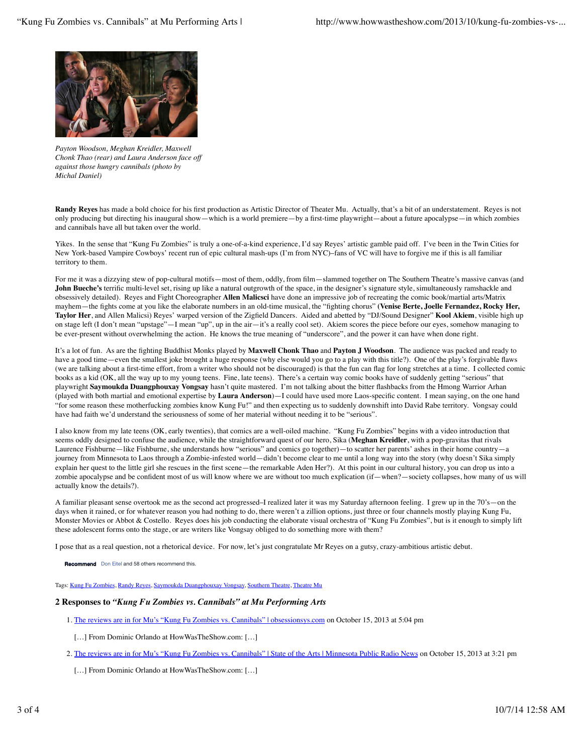*Payton Woodson, Meghan Kreidler, Maxwell Chonk Thao (rear) and Laura Anderson face off against those hungry cannibals (photo by Michal Daniel)*

**Randy Reyes** has made a bold choice for his first production as Artistic Director of Theater Mu. Actually, that's a bit of an understatement. Reyes is not only producing but directing his inaugural show—which is a world premiere—by a first-time playwright—about a future apocalypse—in which zombies and cannibals have all but taken over the world.

Yikes. In the sense that "Kung Fu Zombies" is truly a one-of-a-kind experience, I'd say Reyes' artistic gamble paid off. I've been in the Twin Cities for New York-based Vampire Cowboys' recent run of epic cultural mash-ups (I'm from NYC)–fans of VC will have to forgive me if this is all familiar territory to them.

For me it was a dizzying stew of pop-cultural motifs—most of them, oddly, from film—slammed together on The Southern Theatre's massive canvas (and **John Bueche's** terrific multi-level set, rising up like a natural outgrowth of the space, in the designer's signature style, simultaneously ramshackle and obsessively detailed). Reyes and Fight Choreographer **Allen Malicsci** have done an impressive job of recreating the comic book/martial arts/Matrix mayhem—the fights come at you like the elaborate numbers in an old-time musical, the "fighting chorus" (**Venise Berte, Joelle Fernandez, Rocky Her, Taylor Her**, and Allen Malisci) Reyes' warped version of the Zigfield Dancers. Aided and abetted by "DJ/Sound Designer" **Kool Akiem**, visible high up on stage left (I don't mean "upstage"—I mean "up", up in the air—it's a really cool set). Akiem scores the piece before our eyes, somehow managing to be ever-present without overwhelming the action. He knows the true meaning of "underscore", and the power it can have when done right.

It's a lot of fun. As are the fighting Buddhist Monks played by **Maxwell Chonk Thao** and **Payton J Woodson**. The audience was packed and ready to have a good time—even the smallest joke brought a huge response (why else would you go to a play with this title?). One of the play's forgivable flaws (we are talking about a first-time effort, from a writer who should not be discouraged) is that the fun can flag for long stretches at a time. I collected comic books as a kid (OK, all the way up to my young teens. Fine, late teens). There's a certain way comic books have of suddenly getting "serious" that playwright **Saymoukda Duangphouxay Vongsay** hasn't quite mastered. I'm not talking about the bitter flashbacks from the Hmong Warrior Arhan (played with both martial and emotional expertise by **Laura Anderson**)—I could have used more Laos-specific content. I mean saying, on the one hand "for some reason these motherfucking zombies know Kung Fu!" and then expecting us to suddenly downshift into David Rabe territory. Vongsay could have had faith we'd understand the seriousness of some of her material without needing it to be "serious".

I also know from my late teens (OK, early twenties), that comics are a well-oiled machine. "Kung Fu Zombies" begins with a video introduction that seems oddly designed to confuse the audience, while the straightforward quest of our hero, Sika (**Meghan Kreidler**, with a pop-gravitas that rivals Laurence Fishburne—like Fishburne, she understands how "serious" and comics go together)—to scatter her parents' ashes in their home country—a journey from Minnesota to Laos through a Zombie-infested world—didn't become clear to me until a long way into the story (why doesn't Sika simply explain her quest to the little girl she rescues in the first scene—the remarkable Aden Her?). At this point in our cultural history, you can drop us into a zombie apocalypse and be confident most of us will know where we are without too much explication (if—when?—society collapses, how many of us will actually know the details?).

A familiar pleasant sense overtook me as the second act progressed–I realized later it was my Saturday afternoon feeling. I grew up in the 70's—on the days when it rained, or for whatever reason you had nothing to do, there weren't a zillion options, just three or four channels mostly playing Kung Fu, Monster Movies or Abbot & Costello. Reyes does his job conducting the elaborate visual orchestra of "Kung Fu Zombies", but is it enough to simply lift these adolescent forms onto the stage, or are writers like Vongsay obliged to do something more with them?

I pose that as a real question, not a rhetorical device. For now, let's just congratulate Mr Reyes on a gutsy, crazy-ambitious artistic debut.

**Recommend** Don Eitel and 58 others recommend this.

Tags: Kung Fu Zombies, Randy Reyes, Saymoukda Duangphouxay Vongsay, Southern Theatre, Theatre Mu

## 2 Responses to *"Kung Fu Zombies vs. Cannibals" at Mu Performing Arts*

1. The reviews are in for Mu's "Kung Fu Zombies vs. Cannibals" | obsessionsys.com on October 15, 2013 at 5:04 pm

   […] From Dominic Orlando at HowWasTheShow.com: […]

2. The reviews are in for Mu's "Kung Fu Zombies vs. Cannibals" | State of the Arts | Minnesota Public Radio News on October 15, 2013 at 3:21 pm

   […] From Dominic Orlando at HowWasTheShow.com: […]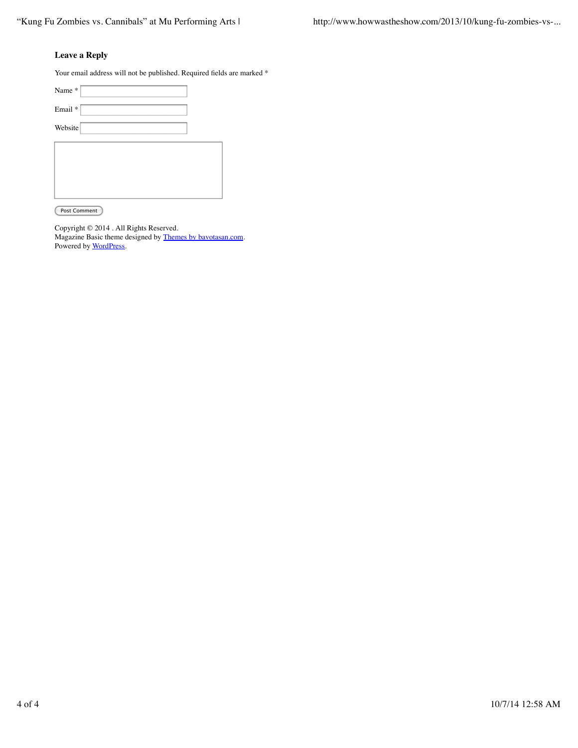### Leave a Reply

Your email address will not be published. Required fields are marked *

Name *

Email *

Website

Post Comment

Copyright © 2014 . All Rights Reserved.
Magazine Basic theme designed by [Themes by bavotasan.com](http://themes.bavotasan.com).
Powered by [WordPress](http://wordpress.org).